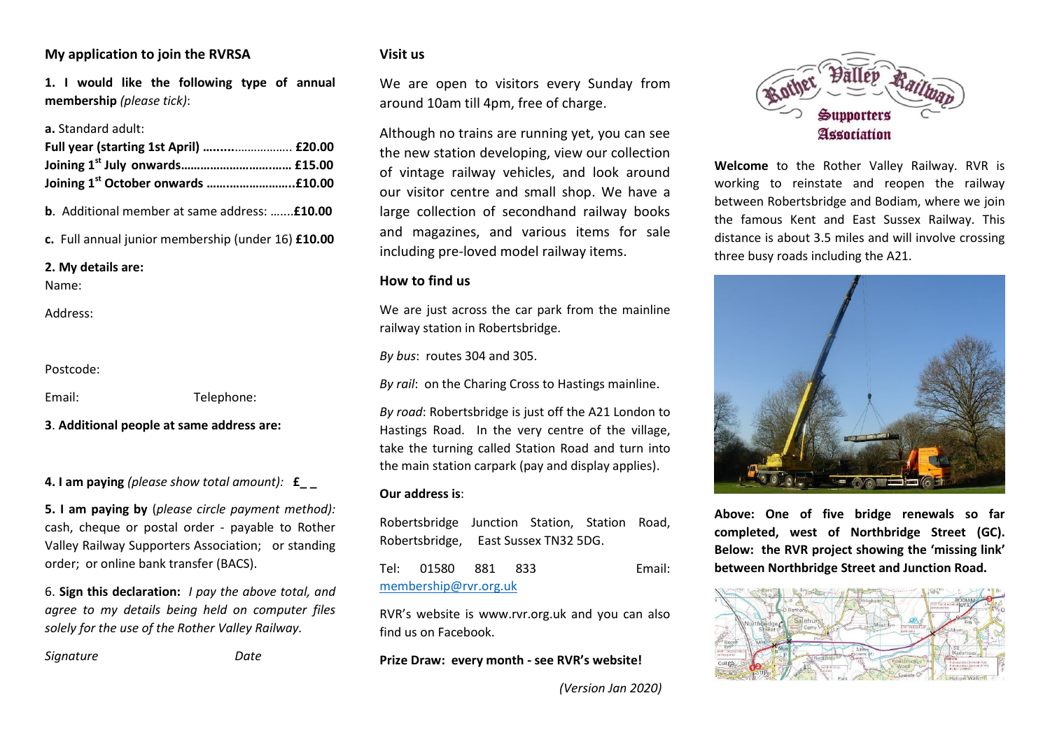## My application to join the RVRSA

**1. I would like the following type of annual membership** *(please tick)*:

**a.** Standard adult:
**Full year (starting 1st April) ……..……………. £20.00**
**Joining 1st July onwards……………………..…… £15.00**
**Joining 1st October onwards ……………………..£10.00**

**b**. Additional member at same address: …....**£10.00**

**c.** Full annual junior membership (under 16) **£10.00**

**2. My details are:**

Name:

Address:

Postcode:

Email: Telephone:

**3**. **Additional people at same address are:**

**4. I am paying** *(please show total amount):* **£_ _**

**5. I am paying by** (*please circle payment method):* cash, cheque or postal order - payable to Rother Valley Railway Supporters Association; or standing order; or online bank transfer (BACS).

6. **Sign this declaration:** *I pay the above total, and agree to my details being held on computer files solely for the use of the Rother Valley Railway.*

*Signature* *Date*

## Visit us

We are open to visitors every Sunday from around 10am till 4pm, free of charge.

Although no trains are running yet, you can see the new station developing, view our collection of vintage railway vehicles, and look around our visitor centre and small shop. We have a large collection of secondhand railway books and magazines, and various items for sale including pre-loved model railway items.

## How to find us

We are just across the car park from the mainline railway station in Robertsbridge.

*By bus*: routes 304 and 305.

*By rail*: on the Charing Cross to Hastings mainline.

*By road*: Robertsbridge is just off the A21 London to Hastings Road. In the very centre of the village, take the turning called Station Road and turn into the main station carpark (pay and display applies).

**Our address is**:

Robertsbridge Junction Station, Station Road, Robertsbridge, East Sussex TN32 5DG.

Tel: 01580 881 833 Email: membership@rvr.org.uk

RVR's website is www.rvr.org.uk and you can also find us on Facebook.

**Prize Draw: every month - see RVR's website!**

*(Version Jan 2020)*

Rother Valley Railway Supporters Association

**Welcome** to the Rother Valley Railway. RVR is working to reinstate and reopen the railway between Robertsbridge and Bodiam, where we join the famous Kent and East Sussex Railway. This distance is about 3.5 miles and will involve crossing three busy roads including the A21.

**Above: One of five bridge renewals so far completed, west of Northbridge Street (GC). Below: the RVR project showing the 'missing link' between Northbridge Street and Junction Road.**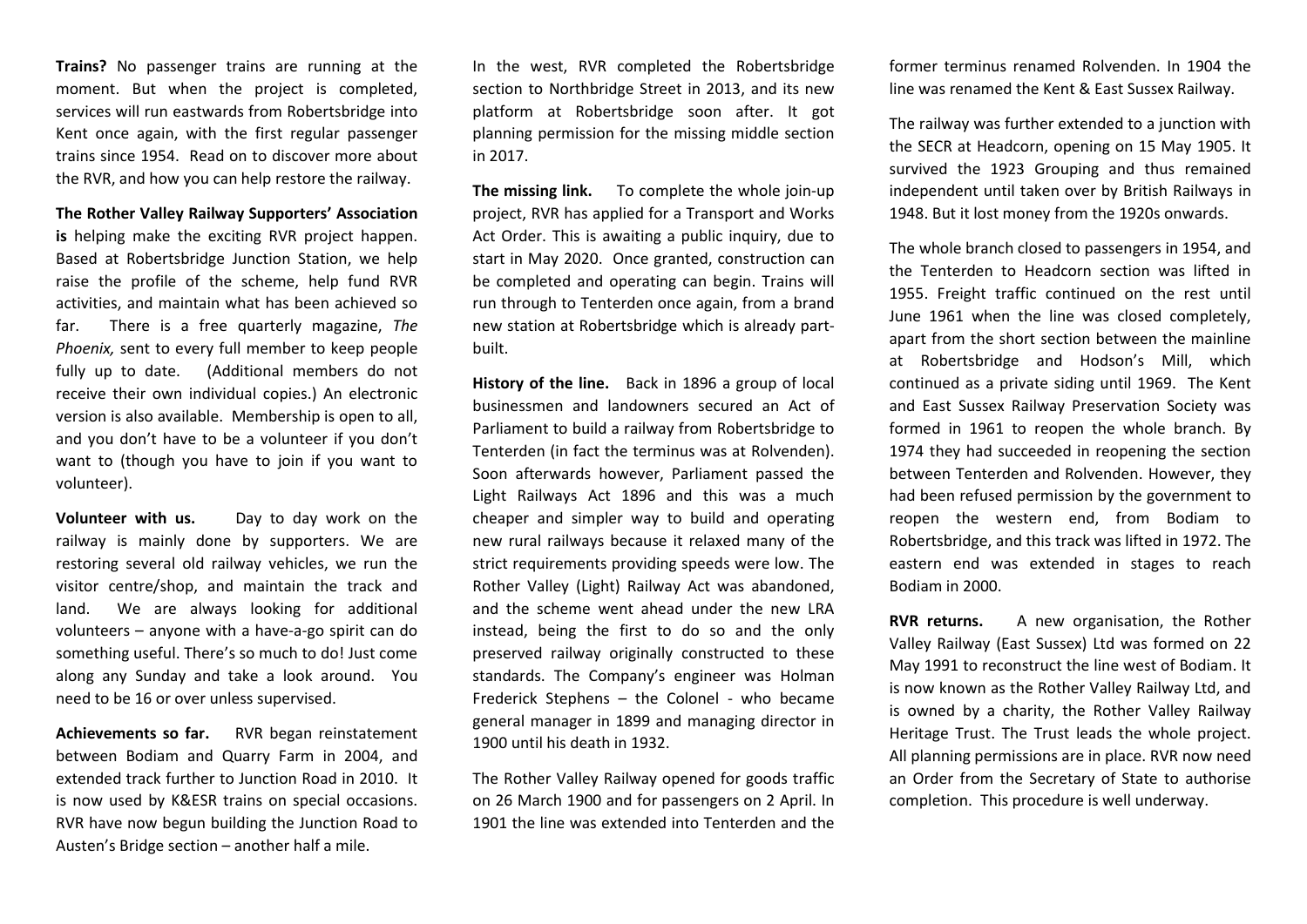**Trains?** No passenger trains are running at the moment. But when the project is completed, services will run eastwards from Robertsbridge into Kent once again, with the first regular passenger trains since 1954. Read on to discover more about the RVR, and how you can help restore the railway.

**The Rother Valley Railway Supporters' Association is** helping make the exciting RVR project happen. Based at Robertsbridge Junction Station, we help raise the profile of the scheme, help fund RVR activities, and maintain what has been achieved so far. There is a free quarterly magazine, *The Phoenix,* sent to every full member to keep people fully up to date. (Additional members do not receive their own individual copies.) An electronic version is also available. Membership is open to all, and you don't have to be a volunteer if you don't want to (though you have to join if you want to volunteer).

**Volunteer with us.** Day to day work on the railway is mainly done by supporters. We are restoring several old railway vehicles, we run the visitor centre/shop, and maintain the track and land. We are always looking for additional volunteers – anyone with a have-a-go spirit can do something useful. There's so much to do! Just come along any Sunday and take a look around. You need to be 16 or over unless supervised.

**Achievements so far.** RVR began reinstatement between Bodiam and Quarry Farm in 2004, and extended track further to Junction Road in 2010. It is now used by K&ESR trains on special occasions. RVR have now begun building the Junction Road to Austen's Bridge section – another half a mile.

In the west, RVR completed the Robertsbridge section to Northbridge Street in 2013, and its new platform at Robertsbridge soon after. It got planning permission for the missing middle section in 2017.

**The missing link.** To complete the whole join-up project, RVR has applied for a Transport and Works Act Order. This is awaiting a public inquiry, due to start in May 2020. Once granted, construction can be completed and operating can begin. Trains will run through to Tenterden once again, from a brand new station at Robertsbridge which is already part-built.

**History of the line.** Back in 1896 a group of local businessmen and landowners secured an Act of Parliament to build a railway from Robertsbridge to Tenterden (in fact the terminus was at Rolvenden). Soon afterwards however, Parliament passed the Light Railways Act 1896 and this was a much cheaper and simpler way to build and operating new rural railways because it relaxed many of the strict requirements providing speeds were low. The Rother Valley (Light) Railway Act was abandoned, and the scheme went ahead under the new LRA instead, being the first to do so and the only preserved railway originally constructed to these standards. The Company's engineer was Holman Frederick Stephens – the Colonel - who became general manager in 1899 and managing director in 1900 until his death in 1932.

The Rother Valley Railway opened for goods traffic on 26 March 1900 and for passengers on 2 April. In 1901 the line was extended into Tenterden and the former terminus renamed Rolvenden. In 1904 the line was renamed the Kent & East Sussex Railway.

The railway was further extended to a junction with the SECR at Headcorn, opening on 15 May 1905. It survived the 1923 Grouping and thus remained independent until taken over by British Railways in 1948. But it lost money from the 1920s onwards.

The whole branch closed to passengers in 1954, and the Tenterden to Headcorn section was lifted in 1955. Freight traffic continued on the rest until June 1961 when the line was closed completely, apart from the short section between the mainline at Robertsbridge and Hodson's Mill, which continued as a private siding until 1969. The Kent and East Sussex Railway Preservation Society was formed in 1961 to reopen the whole branch. By 1974 they had succeeded in reopening the section between Tenterden and Rolvenden. However, they had been refused permission by the government to reopen the western end, from Bodiam to Robertsbridge, and this track was lifted in 1972. The eastern end was extended in stages to reach Bodiam in 2000.

**RVR returns.** A new organisation, the Rother Valley Railway (East Sussex) Ltd was formed on 22 May 1991 to reconstruct the line west of Bodiam. It is now known as the Rother Valley Railway Ltd, and is owned by a charity, the Rother Valley Railway Heritage Trust. The Trust leads the whole project. All planning permissions are in place. RVR now need an Order from the Secretary of State to authorise completion. This procedure is well underway.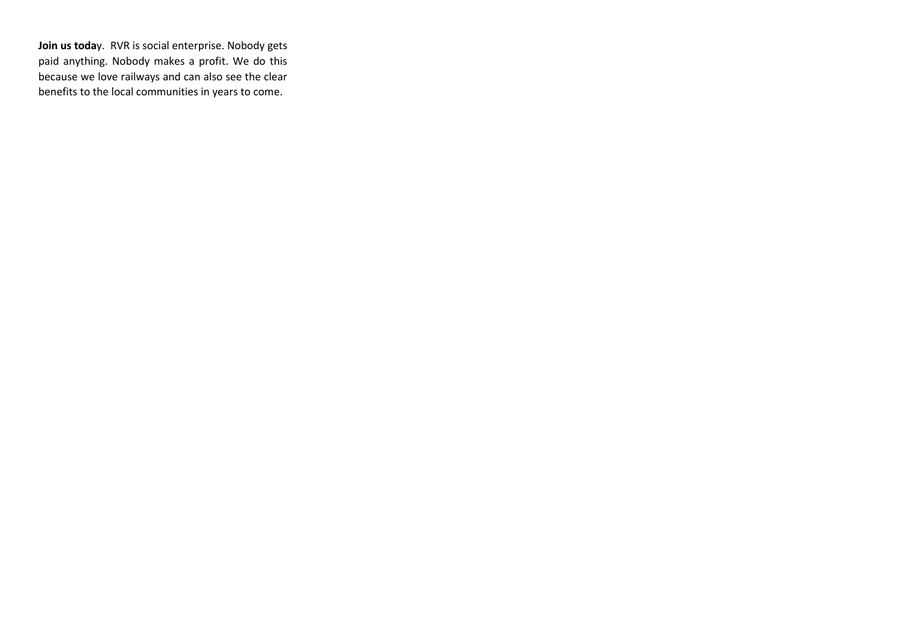**Join us toda**y. RVR is social enterprise. Nobody gets paid anything. Nobody makes a profit. We do this because we love railways and can also see the clear benefits to the local communities in years to come.